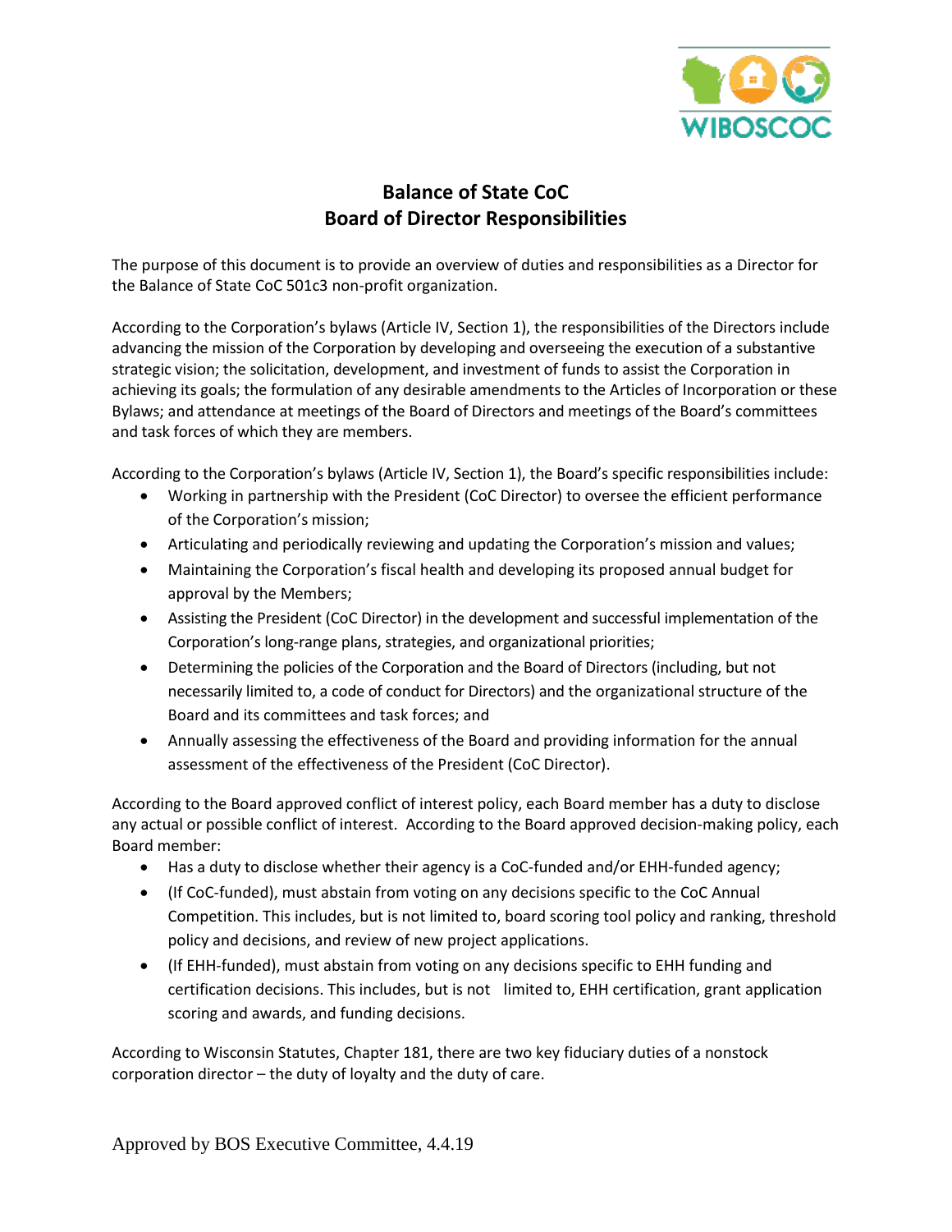# Balance of State CoC
# Board of Director Responsibilities

The purpose of this document is to provide an overview of duties and responsibilities as a Director for the Balance of State CoC 501c3 non-profit organization.

According to the Corporation's bylaws (Article IV, Section 1), the responsibilities of the Directors include advancing the mission of the Corporation by developing and overseeing the execution of a substantive strategic vision; the solicitation, development, and investment of funds to assist the Corporation in achieving its goals; the formulation of any desirable amendments to the Articles of Incorporation or these Bylaws; and attendance at meetings of the Board of Directors and meetings of the Board's committees and task forces of which they are members.

According to the Corporation's bylaws (Article IV, Section 1), the Board's specific responsibilities include:

- Working in partnership with the President (CoC Director) to oversee the efficient performance of the Corporation's mission;
- Articulating and periodically reviewing and updating the Corporation's mission and values;
- Maintaining the Corporation's fiscal health and developing its proposed annual budget for approval by the Members;
- Assisting the President (CoC Director) in the development and successful implementation of the Corporation's long-range plans, strategies, and organizational priorities;
- Determining the policies of the Corporation and the Board of Directors (including, but not necessarily limited to, a code of conduct for Directors) and the organizational structure of the Board and its committees and task forces; and
- Annually assessing the effectiveness of the Board and providing information for the annual assessment of the effectiveness of the President (CoC Director).

According to the Board approved conflict of interest policy, each Board member has a duty to disclose any actual or possible conflict of interest. According to the Board approved decision-making policy, each Board member:

- Has a duty to disclose whether their agency is a CoC-funded and/or EHH-funded agency;
- (If CoC-funded), must abstain from voting on any decisions specific to the CoC Annual Competition. This includes, but is not limited to, board scoring tool policy and ranking, threshold policy and decisions, and review of new project applications.
- (If EHH-funded), must abstain from voting on any decisions specific to EHH funding and certification decisions. This includes, but is not limited to, EHH certification, grant application scoring and awards, and funding decisions.

According to Wisconsin Statutes, Chapter 181, there are two key fiduciary duties of a nonstock corporation director – the duty of loyalty and the duty of care.

Approved by BOS Executive Committee, 4.4.19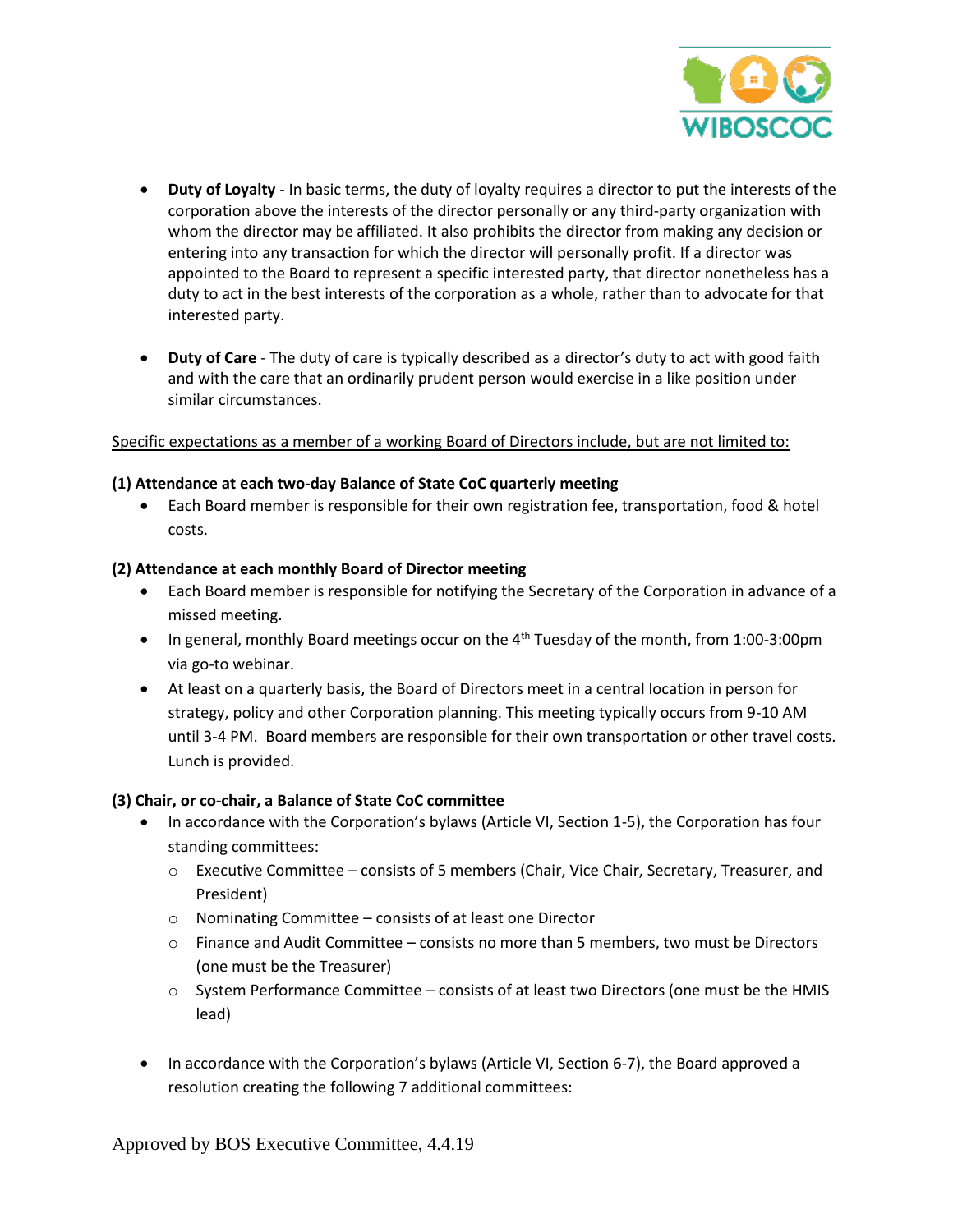- **Duty of Loyalty** - In basic terms, the duty of loyalty requires a director to put the interests of the corporation above the interests of the director personally or any third-party organization with whom the director may be affiliated. It also prohibits the director from making any decision or entering into any transaction for which the director will personally profit. If a director was appointed to the Board to represent a specific interested party, that director nonetheless has a duty to act in the best interests of the corporation as a whole, rather than to advocate for that interested party.

- **Duty of Care** - The duty of care is typically described as a director's duty to act with good faith and with the care that an ordinarily prudent person would exercise in a like position under similar circumstances.

<u>Specific expectations as a member of a working Board of Directors include, but are not limited to:</u>

**(1) Attendance at each two-day Balance of State CoC quarterly meeting**

- Each Board member is responsible for their own registration fee, transportation, food & hotel costs.

**(2) Attendance at each monthly Board of Director meeting**

- Each Board member is responsible for notifying the Secretary of the Corporation in advance of a missed meeting.
- In general, monthly Board meetings occur on the 4th Tuesday of the month, from 1:00-3:00pm via go-to webinar.
- At least on a quarterly basis, the Board of Directors meet in a central location in person for strategy, policy and other Corporation planning. This meeting typically occurs from 9-10 AM until 3-4 PM. Board members are responsible for their own transportation or other travel costs. Lunch is provided.

**(3) Chair, or co-chair, a Balance of State CoC committee**

- In accordance with the Corporation's bylaws (Article VI, Section 1-5), the Corporation has four standing committees:
  - Executive Committee – consists of 5 members (Chair, Vice Chair, Secretary, Treasurer, and President)
  - Nominating Committee – consists of at least one Director
  - Finance and Audit Committee – consists no more than 5 members, two must be Directors (one must be the Treasurer)
  - System Performance Committee – consists of at least two Directors (one must be the HMIS lead)

- In accordance with the Corporation's bylaws (Article VI, Section 6-7), the Board approved a resolution creating the following 7 additional committees:

Approved by BOS Executive Committee, 4.4.19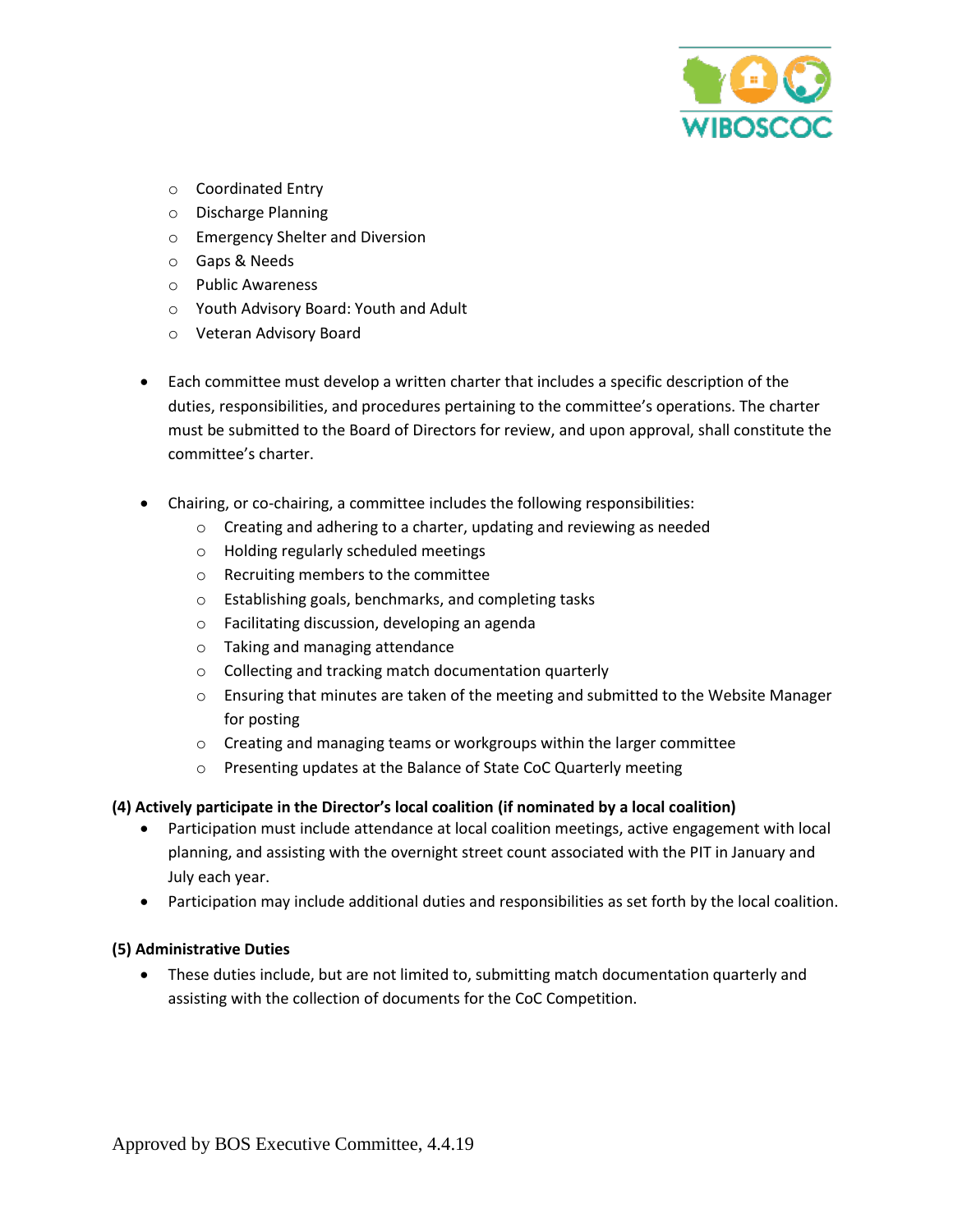- Coordinated Entry
  - Discharge Planning
  - Emergency Shelter and Diversion
  - Gaps & Needs
  - Public Awareness
  - Youth Advisory Board: Youth and Adult
  - Veteran Advisory Board

- Each committee must develop a written charter that includes a specific description of the duties, responsibilities, and procedures pertaining to the committee's operations. The charter must be submitted to the Board of Directors for review, and upon approval, shall constitute the committee's charter.

- Chairing, or co-chairing, a committee includes the following responsibilities:
  - Creating and adhering to a charter, updating and reviewing as needed
  - Holding regularly scheduled meetings
  - Recruiting members to the committee
  - Establishing goals, benchmarks, and completing tasks
  - Facilitating discussion, developing an agenda
  - Taking and managing attendance
  - Collecting and tracking match documentation quarterly
  - Ensuring that minutes are taken of the meeting and submitted to the Website Manager for posting
  - Creating and managing teams or workgroups within the larger committee
  - Presenting updates at the Balance of State CoC Quarterly meeting

**(4) Actively participate in the Director's local coalition (if nominated by a local coalition)**

- Participation must include attendance at local coalition meetings, active engagement with local planning, and assisting with the overnight street count associated with the PIT in January and July each year.
- Participation may include additional duties and responsibilities as set forth by the local coalition.

**(5) Administrative Duties**

- These duties include, but are not limited to, submitting match documentation quarterly and assisting with the collection of documents for the CoC Competition.

Approved by BOS Executive Committee, 4.4.19